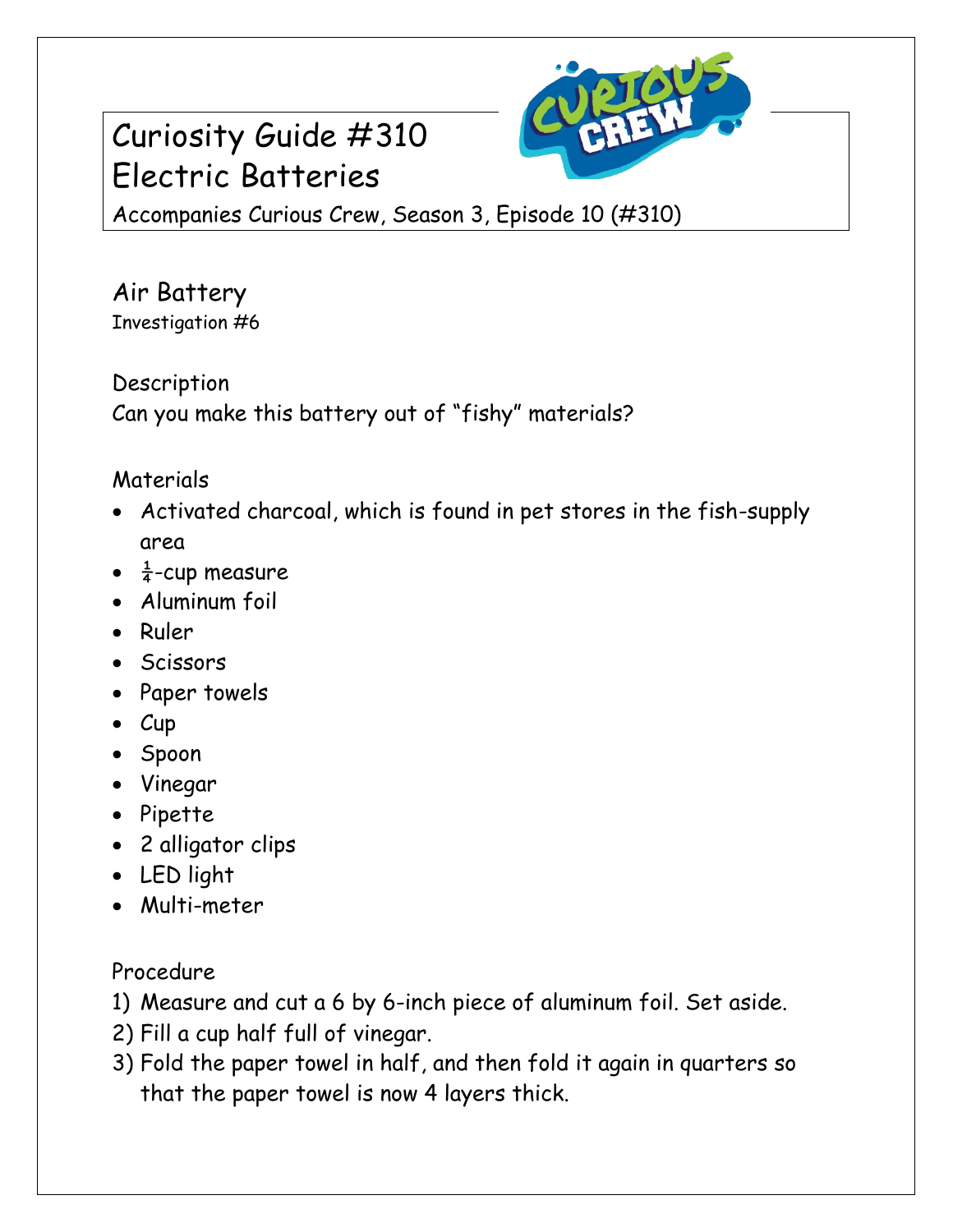# Curiosity Guide #310
# Electric Batteries

Accompanies Curious Crew, Season 3, Episode 10 (#310)

## Air Battery

Investigation #6

### Description

Can you make this battery out of "fishy" materials?

### Materials

- Activated charcoal, which is found in pet stores in the fish-supply area
- $\frac{1}{4}$-cup measure
- Aluminum foil
- Ruler
- Scissors
- Paper towels
- Cup
- Spoon
- Vinegar
- Pipette
- 2 alligator clips
- LED light
- Multi-meter

### Procedure

1) Measure and cut a 6 by 6-inch piece of aluminum foil. Set aside.
2) Fill a cup half full of vinegar.
3) Fold the paper towel in half, and then fold it again in quarters so that the paper towel is now 4 layers thick.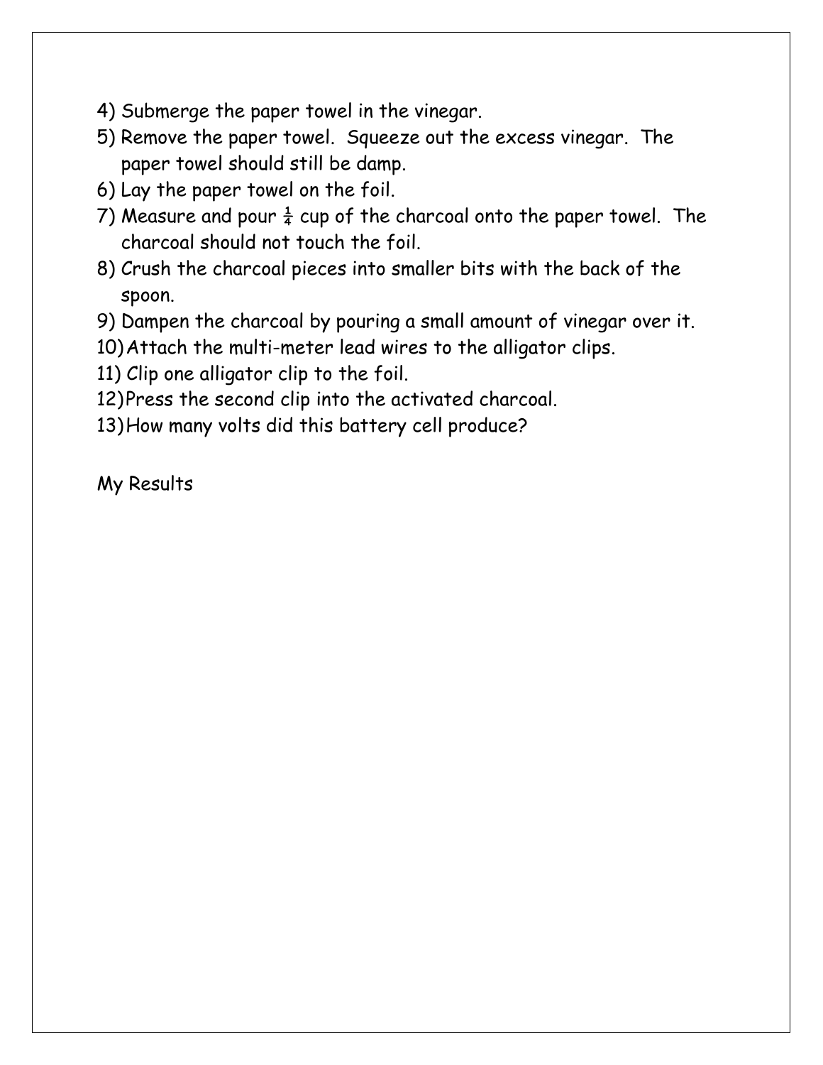4) Submerge the paper towel in the vinegar.
5) Remove the paper towel. Squeeze out the excess vinegar. The paper towel should still be damp.
6) Lay the paper towel on the foil.
7) Measure and pour $\frac{1}{4}$ cup of the charcoal onto the paper towel. The charcoal should not touch the foil.
8) Crush the charcoal pieces into smaller bits with the back of the spoon.
9) Dampen the charcoal by pouring a small amount of vinegar over it.
10) Attach the multi-meter lead wires to the alligator clips.
11) Clip one alligator clip to the foil.
12) Press the second clip into the activated charcoal.
13) How many volts did this battery cell produce?

My Results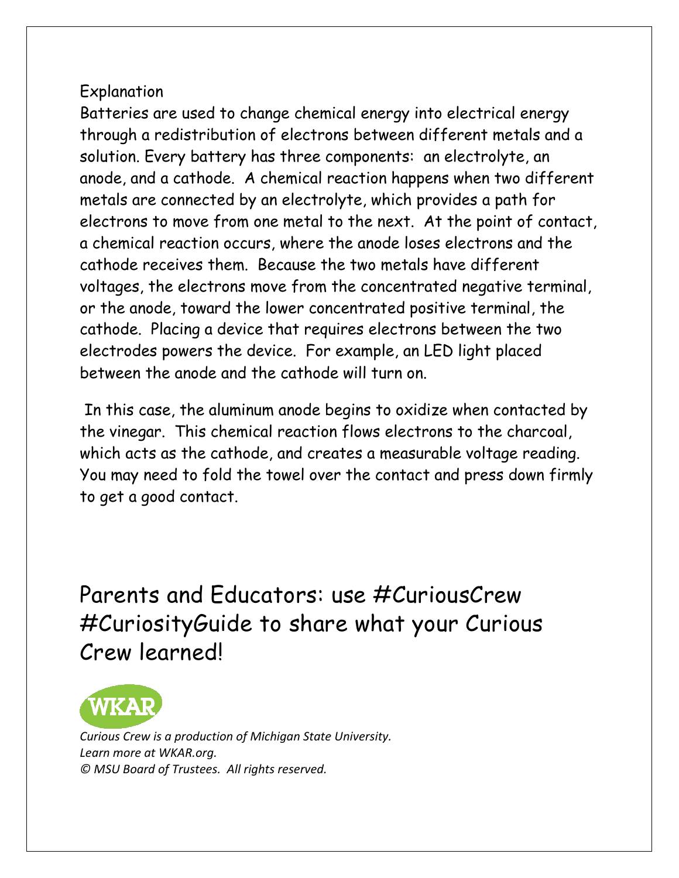## Explanation

Batteries are used to change chemical energy into electrical energy through a redistribution of electrons between different metals and a solution. Every battery has three components: an electrolyte, an anode, and a cathode. A chemical reaction happens when two different metals are connected by an electrolyte, which provides a path for electrons to move from one metal to the next. At the point of contact, a chemical reaction occurs, where the anode loses electrons and the cathode receives them. Because the two metals have different voltages, the electrons move from the concentrated negative terminal, or the anode, toward the lower concentrated positive terminal, the cathode. Placing a device that requires electrons between the two electrodes powers the device. For example, an LED light placed between the anode and the cathode will turn on.

In this case, the aluminum anode begins to oxidize when contacted by the vinegar. This chemical reaction flows electrons to the charcoal, which acts as the cathode, and creates a measurable voltage reading. You may need to fold the towel over the contact and press down firmly to get a good contact.

## Parents and Educators: use #CuriousCrew #CuriosityGuide to share what your Curious Crew learned!

WKAR

*Curious Crew is a production of Michigan State University.*
*Learn more at WKAR.org.*
*© MSU Board of Trustees. All rights reserved.*